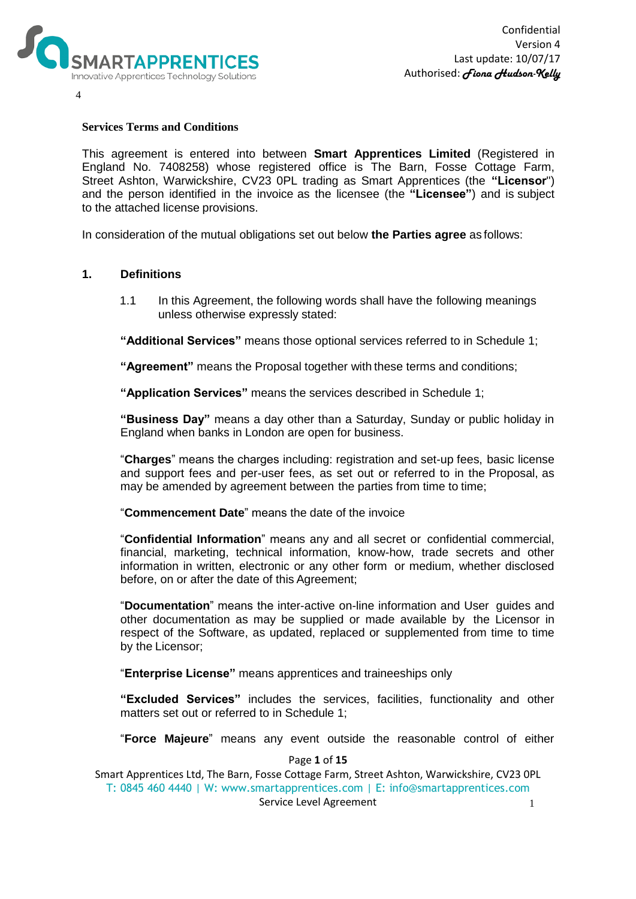Confidential
Version 4
Last update: 10/07/17
Authorised: *Fiona Hudson-Kelly*

**Services Terms and Conditions**

This agreement is entered into between **Smart Apprentices Limited** (Registered in England No. 7408258) whose registered office is The Barn, Fosse Cottage Farm, Street Ashton, Warwickshire, CV23 0PL trading as Smart Apprentices (the **"Licensor**") and the person identified in the invoice as the licensee (the **"Licensee"**) and is subject to the attached license provisions.

In consideration of the mutual obligations set out below **the Parties agree** as follows:

## 1. Definitions

1.1 In this Agreement, the following words shall have the following meanings unless otherwise expressly stated:

**"Additional Services"** means those optional services referred to in Schedule 1;

**"Agreement"** means the Proposal together with these terms and conditions;

**"Application Services"** means the services described in Schedule 1;

**"Business Day"** means a day other than a Saturday, Sunday or public holiday in England when banks in London are open for business.

"**Charges**" means the charges including: registration and set-up fees, basic license and support fees and per-user fees, as set out or referred to in the Proposal, as may be amended by agreement between the parties from time to time;

"**Commencement Date**" means the date of the invoice

"**Confidential Information**" means any and all secret or confidential commercial, financial, marketing, technical information, know-how, trade secrets and other information in written, electronic or any other form or medium, whether disclosed before, on or after the date of this Agreement;

"**Documentation**" means the inter-active on-line information and User guides and other documentation as may be supplied or made available by the Licensor in respect of the Software, as updated, replaced or supplemented from time to time by the Licensor;

"**Enterprise License"** means apprentices and traineeships only

**"Excluded Services"** includes the services, facilities, functionality and other matters set out or referred to in Schedule 1;

"**Force Majeure**" means any event outside the reasonable control of either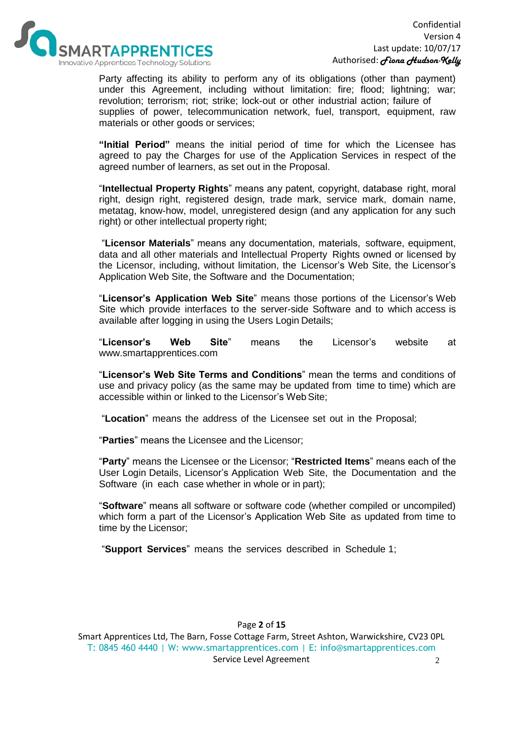Party affecting its ability to perform any of its obligations (other than payment) under this Agreement, including without limitation: fire; flood; lightning; war; revolution; terrorism; riot; strike; lock-out or other industrial action; failure of supplies of power, telecommunication network, fuel, transport, equipment, raw materials or other goods or services;

**"Initial Period"** means the initial period of time for which the Licensee has agreed to pay the Charges for use of the Application Services in respect of the agreed number of learners, as set out in the Proposal.

"**Intellectual Property Rights**" means any patent, copyright, database right, moral right, design right, registered design, trade mark, service mark, domain name, metatag, know-how, model, unregistered design (and any application for any such right) or other intellectual property right;

"**Licensor Materials**" means any documentation, materials, software, equipment, data and all other materials and Intellectual Property Rights owned or licensed by the Licensor, including, without limitation, the Licensor's Web Site, the Licensor's Application Web Site, the Software and the Documentation;

"**Licensor's Application Web Site**" means those portions of the Licensor's Web Site which provide interfaces to the server-side Software and to which access is available after logging in using the Users Login Details;

"**Licensor's Web Site**" means the Licensor's website at www.smartapprentices.com

"**Licensor's Web Site Terms and Conditions**" mean the terms and conditions of use and privacy policy (as the same may be updated from time to time) which are accessible within or linked to the Licensor's Web Site;

"**Location**" means the address of the Licensee set out in the Proposal;

"**Parties**" means the Licensee and the Licensor;

"**Party**" means the Licensee or the Licensor; "**Restricted Items**" means each of the User Login Details, Licensor's Application Web Site, the Documentation and the Software (in each case whether in whole or in part);

"**Software**" means all software or software code (whether compiled or uncompiled) which form a part of the Licensor's Application Web Site as updated from time to time by the Licensor;

"**Support Services**" means the services described in Schedule 1;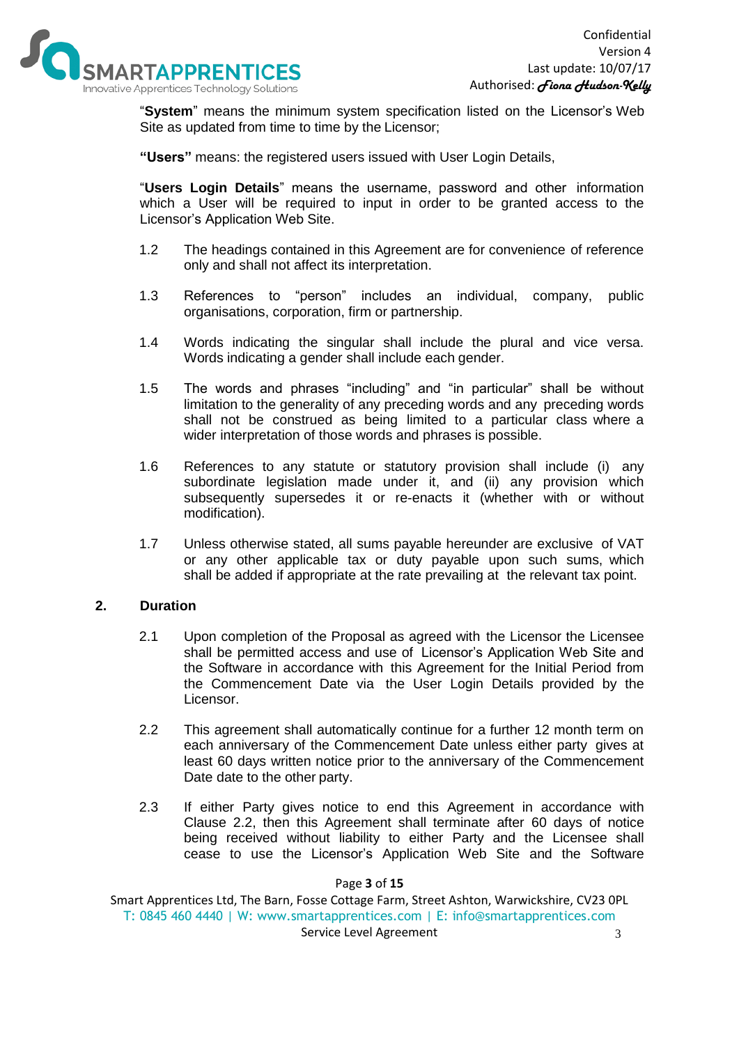"**System**" means the minimum system specification listed on the Licensor's Web Site as updated from time to time by the Licensor;

**"Users"** means: the registered users issued with User Login Details,

"**Users Login Details**" means the username, password and other information which a User will be required to input in order to be granted access to the Licensor's Application Web Site.

1.2 The headings contained in this Agreement are for convenience of reference only and shall not affect its interpretation.

1.3 References to "person" includes an individual, company, public organisations, corporation, firm or partnership.

1.4 Words indicating the singular shall include the plural and vice versa. Words indicating a gender shall include each gender.

1.5 The words and phrases "including" and "in particular" shall be without limitation to the generality of any preceding words and any preceding words shall not be construed as being limited to a particular class where a wider interpretation of those words and phrases is possible.

1.6 References to any statute or statutory provision shall include (i) any subordinate legislation made under it, and (ii) any provision which subsequently supersedes it or re-enacts it (whether with or without modification).

1.7 Unless otherwise stated, all sums payable hereunder are exclusive of VAT or any other applicable tax or duty payable upon such sums, which shall be added if appropriate at the rate prevailing at the relevant tax point.

## 2. Duration

2.1 Upon completion of the Proposal as agreed with the Licensor the Licensee shall be permitted access and use of Licensor's Application Web Site and the Software in accordance with this Agreement for the Initial Period from the Commencement Date via the User Login Details provided by the Licensor.

2.2 This agreement shall automatically continue for a further 12 month term on each anniversary of the Commencement Date unless either party gives at least 60 days written notice prior to the anniversary of the Commencement Date date to the other party.

2.3 If either Party gives notice to end this Agreement in accordance with Clause 2.2, then this Agreement shall terminate after 60 days of notice being received without liability to either Party and the Licensee shall cease to use the Licensor's Application Web Site and the Software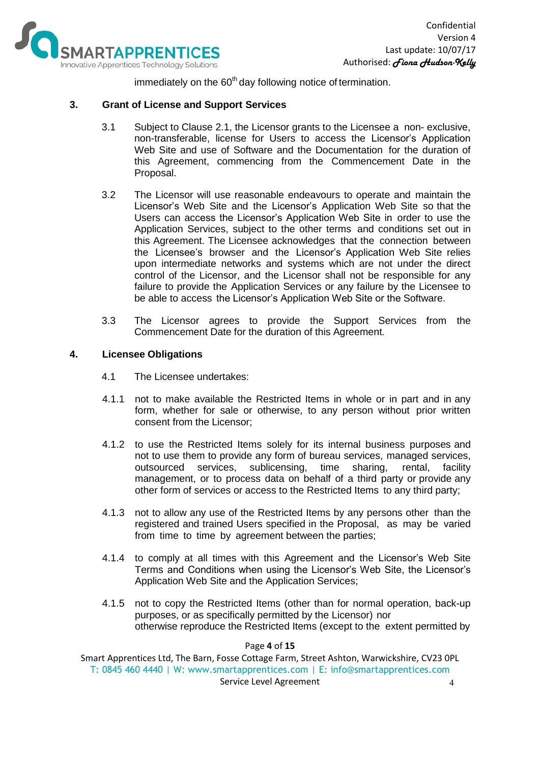immediately on the 60th day following notice of termination.

## 3. Grant of License and Support Services

3.1 Subject to Clause 2.1, the Licensor grants to the Licensee a non- exclusive, non-transferable, license for Users to access the Licensor's Application Web Site and use of Software and the Documentation for the duration of this Agreement, commencing from the Commencement Date in the Proposal.

3.2 The Licensor will use reasonable endeavours to operate and maintain the Licensor's Web Site and the Licensor's Application Web Site so that the Users can access the Licensor's Application Web Site in order to use the Application Services, subject to the other terms and conditions set out in this Agreement. The Licensee acknowledges that the connection between the Licensee's browser and the Licensor's Application Web Site relies upon intermediate networks and systems which are not under the direct control of the Licensor, and the Licensor shall not be responsible for any failure to provide the Application Services or any failure by the Licensee to be able to access the Licensor's Application Web Site or the Software.

3.3 The Licensor agrees to provide the Support Services from the Commencement Date for the duration of this Agreement.

## 4. Licensee Obligations

4.1 The Licensee undertakes:

4.1.1 not to make available the Restricted Items in whole or in part and in any form, whether for sale or otherwise, to any person without prior written consent from the Licensor;

4.1.2 to use the Restricted Items solely for its internal business purposes and not to use them to provide any form of bureau services, managed services, outsourced services, sublicensing, time sharing, rental, facility management, or to process data on behalf of a third party or provide any other form of services or access to the Restricted Items to any third party;

4.1.3 not to allow any use of the Restricted Items by any persons other than the registered and trained Users specified in the Proposal, as may be varied from time to time by agreement between the parties;

4.1.4 to comply at all times with this Agreement and the Licensor's Web Site Terms and Conditions when using the Licensor's Web Site, the Licensor's Application Web Site and the Application Services;

4.1.5 not to copy the Restricted Items (other than for normal operation, back-up purposes, or as specifically permitted by the Licensor) nor otherwise reproduce the Restricted Items (except to the extent permitted by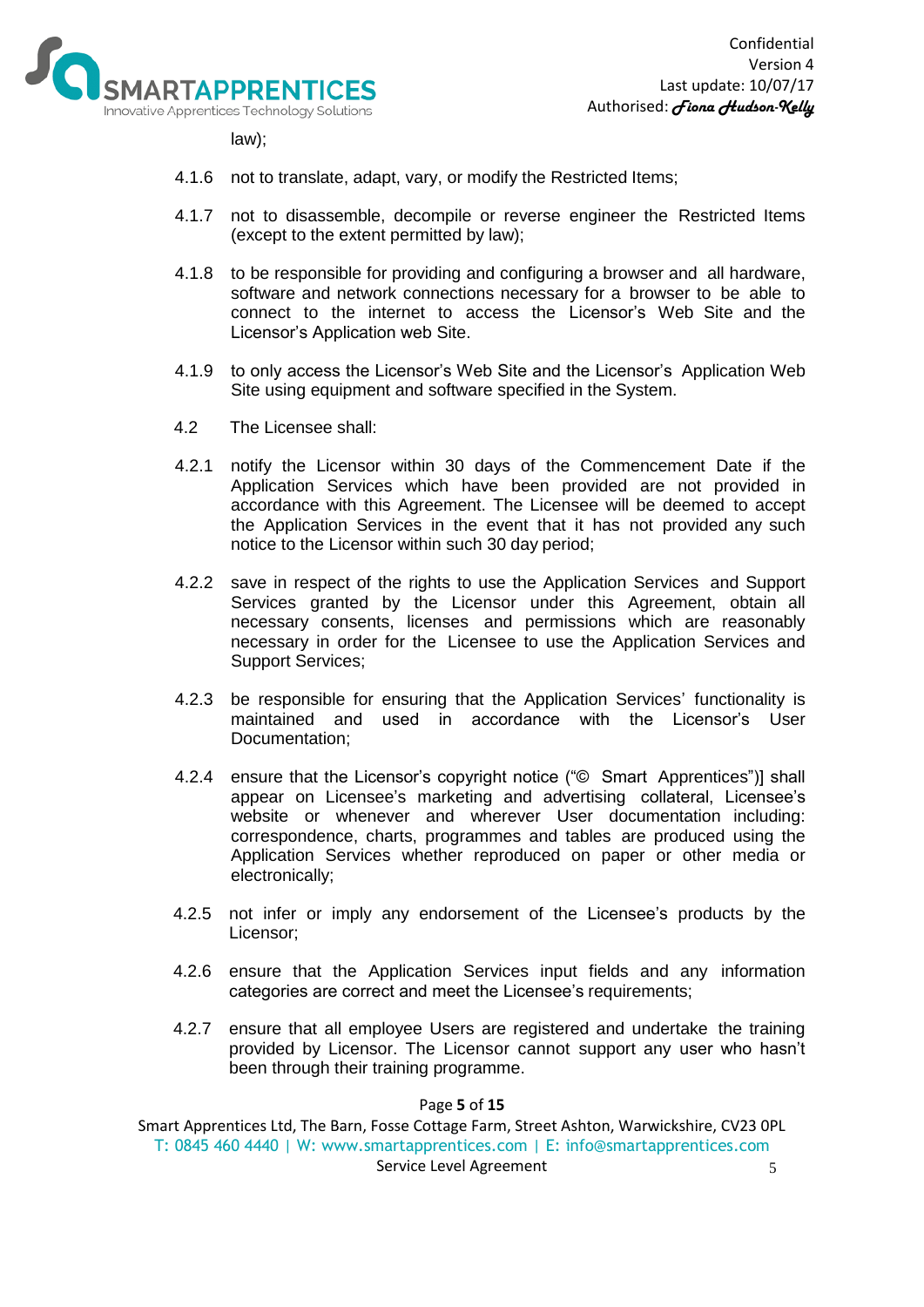law);

4.1.6 not to translate, adapt, vary, or modify the Restricted Items;

4.1.7 not to disassemble, decompile or reverse engineer the Restricted Items (except to the extent permitted by law);

4.1.8 to be responsible for providing and configuring a browser and all hardware, software and network connections necessary for a browser to be able to connect to the internet to access the Licensor's Web Site and the Licensor's Application web Site.

4.1.9 to only access the Licensor's Web Site and the Licensor's Application Web Site using equipment and software specified in the System.

4.2 The Licensee shall:

4.2.1 notify the Licensor within 30 days of the Commencement Date if the Application Services which have been provided are not provided in accordance with this Agreement. The Licensee will be deemed to accept the Application Services in the event that it has not provided any such notice to the Licensor within such 30 day period;

4.2.2 save in respect of the rights to use the Application Services and Support Services granted by the Licensor under this Agreement, obtain all necessary consents, licenses and permissions which are reasonably necessary in order for the Licensee to use the Application Services and Support Services;

4.2.3 be responsible for ensuring that the Application Services' functionality is maintained and used in accordance with the Licensor's User Documentation;

4.2.4 ensure that the Licensor's copyright notice ("© Smart Apprentices")] shall appear on Licensee's marketing and advertising collateral, Licensee's website or whenever and wherever User documentation including: correspondence, charts, programmes and tables are produced using the Application Services whether reproduced on paper or other media or electronically;

4.2.5 not infer or imply any endorsement of the Licensee's products by the Licensor;

4.2.6 ensure that the Application Services input fields and any information categories are correct and meet the Licensee's requirements;

4.2.7 ensure that all employee Users are registered and undertake the training provided by Licensor. The Licensor cannot support any user who hasn't been through their training programme.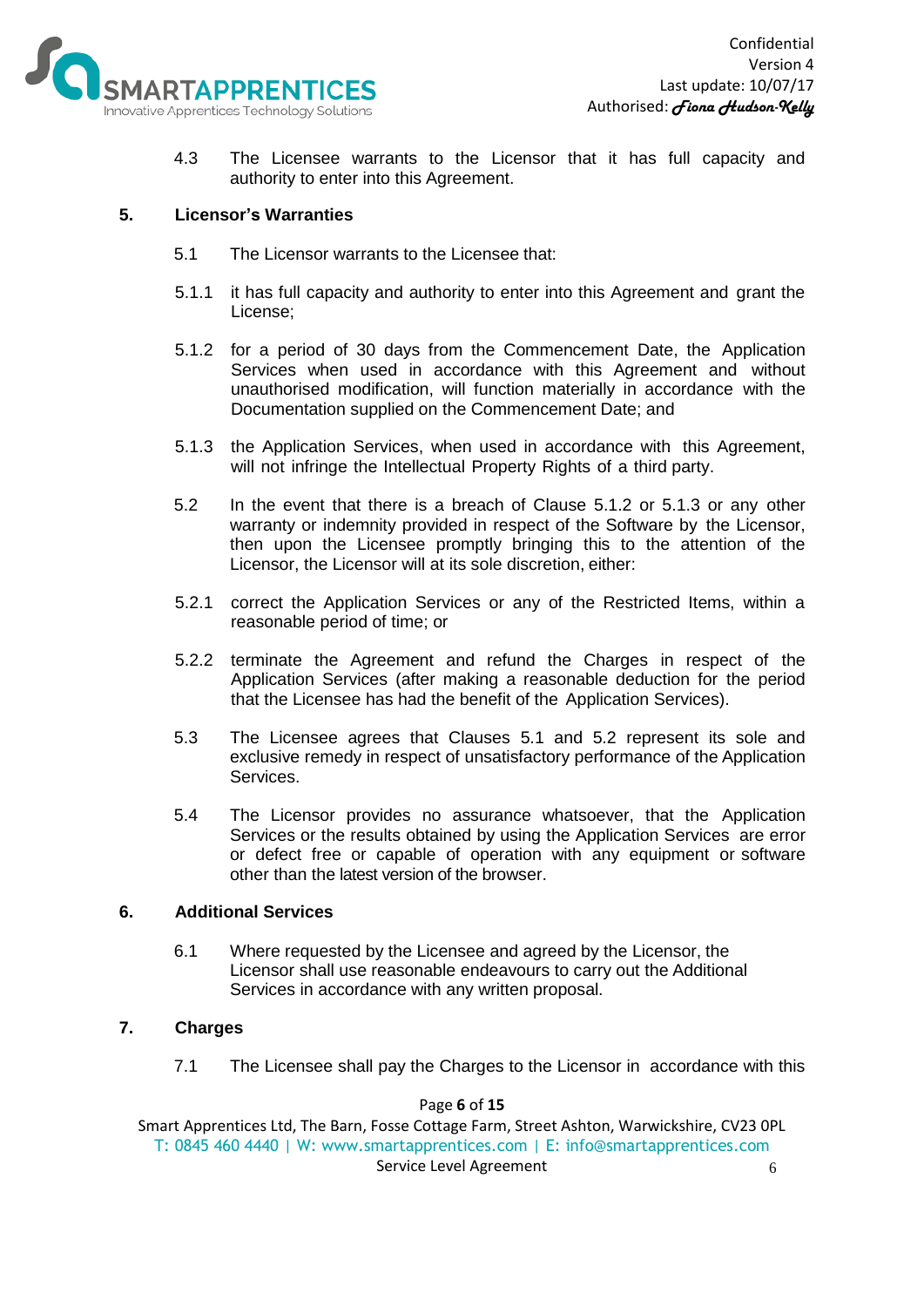4.3 The Licensee warrants to the Licensor that it has full capacity and authority to enter into this Agreement.

## 5. Licensor's Warranties

5.1 The Licensor warrants to the Licensee that:

5.1.1 it has full capacity and authority to enter into this Agreement and grant the License;

5.1.2 for a period of 30 days from the Commencement Date, the Application Services when used in accordance with this Agreement and without unauthorised modification, will function materially in accordance with the Documentation supplied on the Commencement Date; and

5.1.3 the Application Services, when used in accordance with this Agreement, will not infringe the Intellectual Property Rights of a third party.

5.2 In the event that there is a breach of Clause 5.1.2 or 5.1.3 or any other warranty or indemnity provided in respect of the Software by the Licensor, then upon the Licensee promptly bringing this to the attention of the Licensor, the Licensor will at its sole discretion, either:

5.2.1 correct the Application Services or any of the Restricted Items, within a reasonable period of time; or

5.2.2 terminate the Agreement and refund the Charges in respect of the Application Services (after making a reasonable deduction for the period that the Licensee has had the benefit of the Application Services).

5.3 The Licensee agrees that Clauses 5.1 and 5.2 represent its sole and exclusive remedy in respect of unsatisfactory performance of the Application Services.

5.4 The Licensor provides no assurance whatsoever, that the Application Services or the results obtained by using the Application Services are error or defect free or capable of operation with any equipment or software other than the latest version of the browser.

## 6. Additional Services

6.1 Where requested by the Licensee and agreed by the Licensor, the Licensor shall use reasonable endeavours to carry out the Additional Services in accordance with any written proposal.

## 7. Charges

7.1 The Licensee shall pay the Charges to the Licensor in accordance with this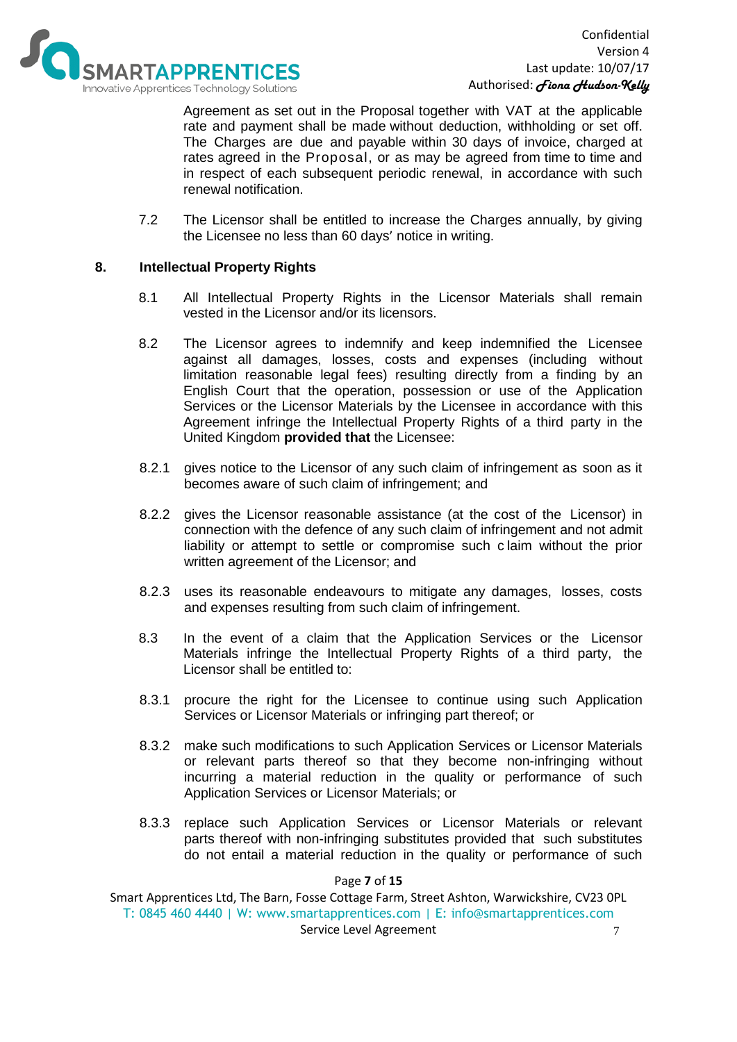Agreement as set out in the Proposal together with VAT at the applicable rate and payment shall be made without deduction, withholding or set off. The Charges are due and payable within 30 days of invoice, charged at rates agreed in the Proposal, or as may be agreed from time to time and in respect of each subsequent periodic renewal, in accordance with such renewal notification.

7.2 The Licensor shall be entitled to increase the Charges annually, by giving the Licensee no less than 60 days' notice in writing.

## 8. Intellectual Property Rights

8.1 All Intellectual Property Rights in the Licensor Materials shall remain vested in the Licensor and/or its licensors.

8.2 The Licensor agrees to indemnify and keep indemnified the Licensee against all damages, losses, costs and expenses (including without limitation reasonable legal fees) resulting directly from a finding by an English Court that the operation, possession or use of the Application Services or the Licensor Materials by the Licensee in accordance with this Agreement infringe the Intellectual Property Rights of a third party in the United Kingdom **provided that** the Licensee:

8.2.1 gives notice to the Licensor of any such claim of infringement as soon as it becomes aware of such claim of infringement; and

8.2.2 gives the Licensor reasonable assistance (at the cost of the Licensor) in connection with the defence of any such claim of infringement and not admit liability or attempt to settle or compromise such claim without the prior written agreement of the Licensor; and

8.2.3 uses its reasonable endeavours to mitigate any damages, losses, costs and expenses resulting from such claim of infringement.

8.3 In the event of a claim that the Application Services or the Licensor Materials infringe the Intellectual Property Rights of a third party, the Licensor shall be entitled to:

8.3.1 procure the right for the Licensee to continue using such Application Services or Licensor Materials or infringing part thereof; or

8.3.2 make such modifications to such Application Services or Licensor Materials or relevant parts thereof so that they become non-infringing without incurring a material reduction in the quality or performance of such Application Services or Licensor Materials; or

8.3.3 replace such Application Services or Licensor Materials or relevant parts thereof with non-infringing substitutes provided that such substitutes do not entail a material reduction in the quality or performance of such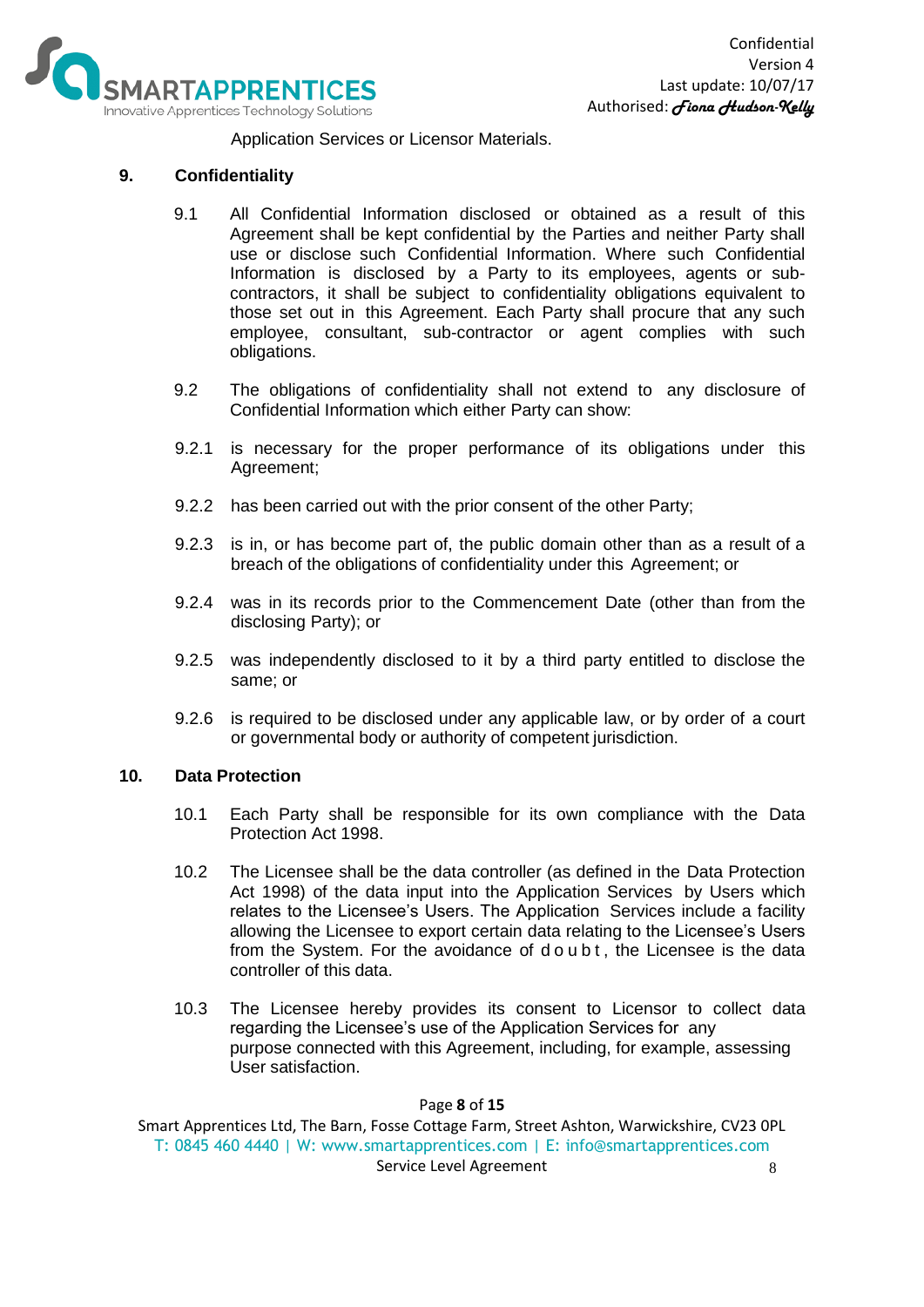Application Services or Licensor Materials.

## 9. Confidentiality

9.1 All Confidential Information disclosed or obtained as a result of this Agreement shall be kept confidential by the Parties and neither Party shall use or disclose such Confidential Information. Where such Confidential Information is disclosed by a Party to its employees, agents or sub-contractors, it shall be subject to confidentiality obligations equivalent to those set out in this Agreement. Each Party shall procure that any such employee, consultant, sub-contractor or agent complies with such obligations.

9.2 The obligations of confidentiality shall not extend to any disclosure of Confidential Information which either Party can show:

9.2.1 is necessary for the proper performance of its obligations under this Agreement;

9.2.2 has been carried out with the prior consent of the other Party;

9.2.3 is in, or has become part of, the public domain other than as a result of a breach of the obligations of confidentiality under this Agreement; or

9.2.4 was in its records prior to the Commencement Date (other than from the disclosing Party); or

9.2.5 was independently disclosed to it by a third party entitled to disclose the same; or

9.2.6 is required to be disclosed under any applicable law, or by order of a court or governmental body or authority of competent jurisdiction.

## 10. Data Protection

10.1 Each Party shall be responsible for its own compliance with the Data Protection Act 1998.

10.2 The Licensee shall be the data controller (as defined in the Data Protection Act 1998) of the data input into the Application Services by Users which relates to the Licensee's Users. The Application Services include a facility allowing the Licensee to export certain data relating to the Licensee's Users from the System. For the avoidance of doubt, the Licensee is the data controller of this data.

10.3 The Licensee hereby provides its consent to Licensor to collect data regarding the Licensee's use of the Application Services for any purpose connected with this Agreement, including, for example, assessing User satisfaction.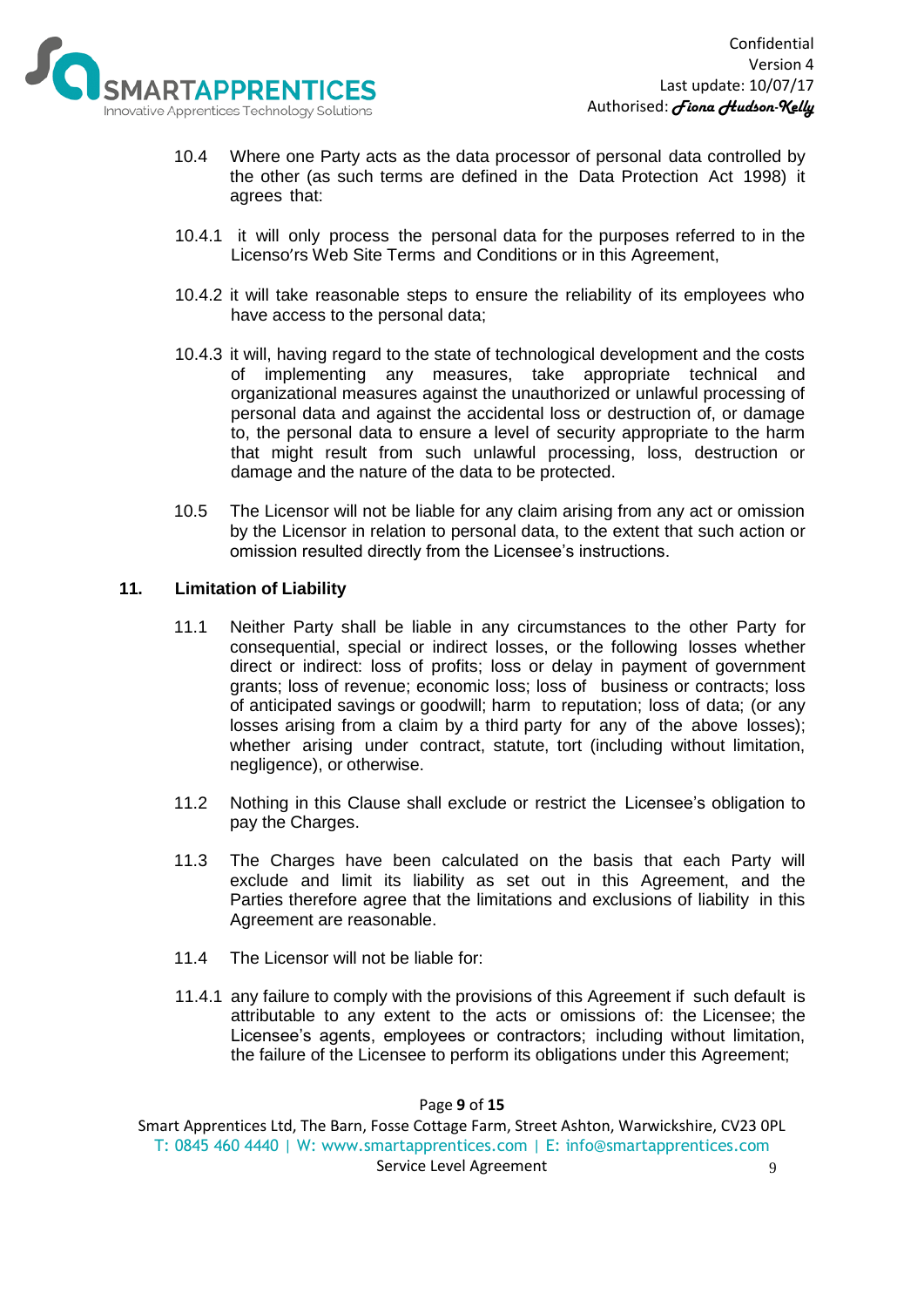10.4 Where one Party acts as the data processor of personal data controlled by the other (as such terms are defined in the Data Protection Act 1998) it agrees that:

10.4.1 it will only process the personal data for the purposes referred to in the Licenso'rs Web Site Terms and Conditions or in this Agreement,

10.4.2 it will take reasonable steps to ensure the reliability of its employees who have access to the personal data;

10.4.3 it will, having regard to the state of technological development and the costs of implementing any measures, take appropriate technical and organizational measures against the unauthorized or unlawful processing of personal data and against the accidental loss or destruction of, or damage to, the personal data to ensure a level of security appropriate to the harm that might result from such unlawful processing, loss, destruction or damage and the nature of the data to be protected.

10.5 The Licensor will not be liable for any claim arising from any act or omission by the Licensor in relation to personal data, to the extent that such action or omission resulted directly from the Licensee's instructions.

## 11. Limitation of Liability

11.1 Neither Party shall be liable in any circumstances to the other Party for consequential, special or indirect losses, or the following losses whether direct or indirect: loss of profits; loss or delay in payment of government grants; loss of revenue; economic loss; loss of business or contracts; loss of anticipated savings or goodwill; harm to reputation; loss of data; (or any losses arising from a claim by a third party for any of the above losses); whether arising under contract, statute, tort (including without limitation, negligence), or otherwise.

11.2 Nothing in this Clause shall exclude or restrict the Licensee's obligation to pay the Charges.

11.3 The Charges have been calculated on the basis that each Party will exclude and limit its liability as set out in this Agreement, and the Parties therefore agree that the limitations and exclusions of liability in this Agreement are reasonable.

11.4 The Licensor will not be liable for:

11.4.1 any failure to comply with the provisions of this Agreement if such default is attributable to any extent to the acts or omissions of: the Licensee; the Licensee's agents, employees or contractors; including without limitation, the failure of the Licensee to perform its obligations under this Agreement;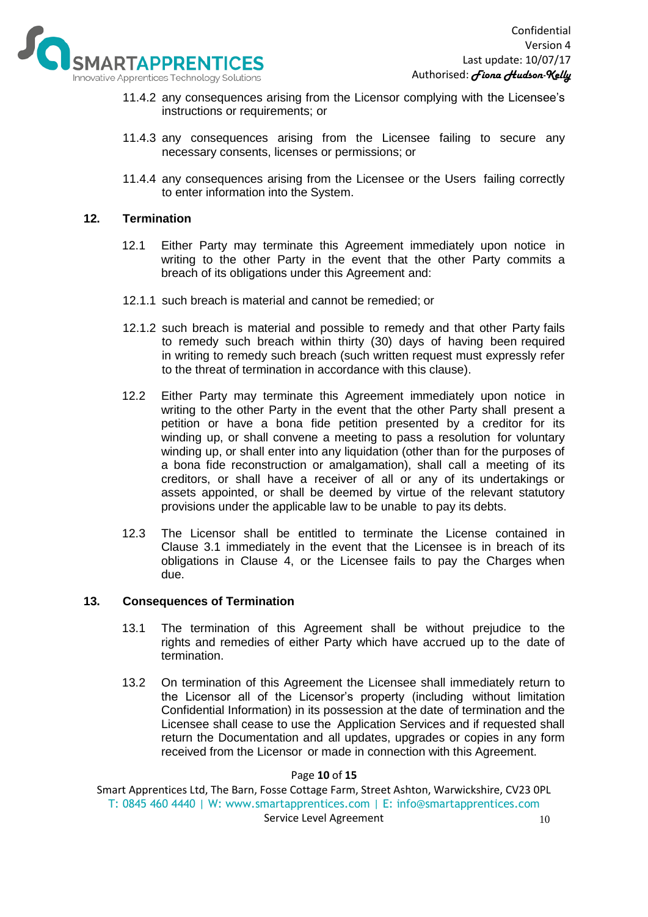11.4.2 any consequences arising from the Licensor complying with the Licensee's instructions or requirements; or

11.4.3 any consequences arising from the Licensee failing to secure any necessary consents, licenses or permissions; or

11.4.4 any consequences arising from the Licensee or the Users failing correctly to enter information into the System.

## 12. Termination

12.1 Either Party may terminate this Agreement immediately upon notice in writing to the other Party in the event that the other Party commits a breach of its obligations under this Agreement and:

12.1.1 such breach is material and cannot be remedied; or

12.1.2 such breach is material and possible to remedy and that other Party fails to remedy such breach within thirty (30) days of having been required in writing to remedy such breach (such written request must expressly refer to the threat of termination in accordance with this clause).

12.2 Either Party may terminate this Agreement immediately upon notice in writing to the other Party in the event that the other Party shall present a petition or have a bona fide petition presented by a creditor for its winding up, or shall convene a meeting to pass a resolution for voluntary winding up, or shall enter into any liquidation (other than for the purposes of a bona fide reconstruction or amalgamation), shall call a meeting of its creditors, or shall have a receiver of all or any of its undertakings or assets appointed, or shall be deemed by virtue of the relevant statutory provisions under the applicable law to be unable to pay its debts.

12.3 The Licensor shall be entitled to terminate the License contained in Clause 3.1 immediately in the event that the Licensee is in breach of its obligations in Clause 4, or the Licensee fails to pay the Charges when due.

## 13. Consequences of Termination

13.1 The termination of this Agreement shall be without prejudice to the rights and remedies of either Party which have accrued up to the date of termination.

13.2 On termination of this Agreement the Licensee shall immediately return to the Licensor all of the Licensor's property (including without limitation Confidential Information) in its possession at the date of termination and the Licensee shall cease to use the Application Services and if requested shall return the Documentation and all updates, upgrades or copies in any form received from the Licensor or made in connection with this Agreement.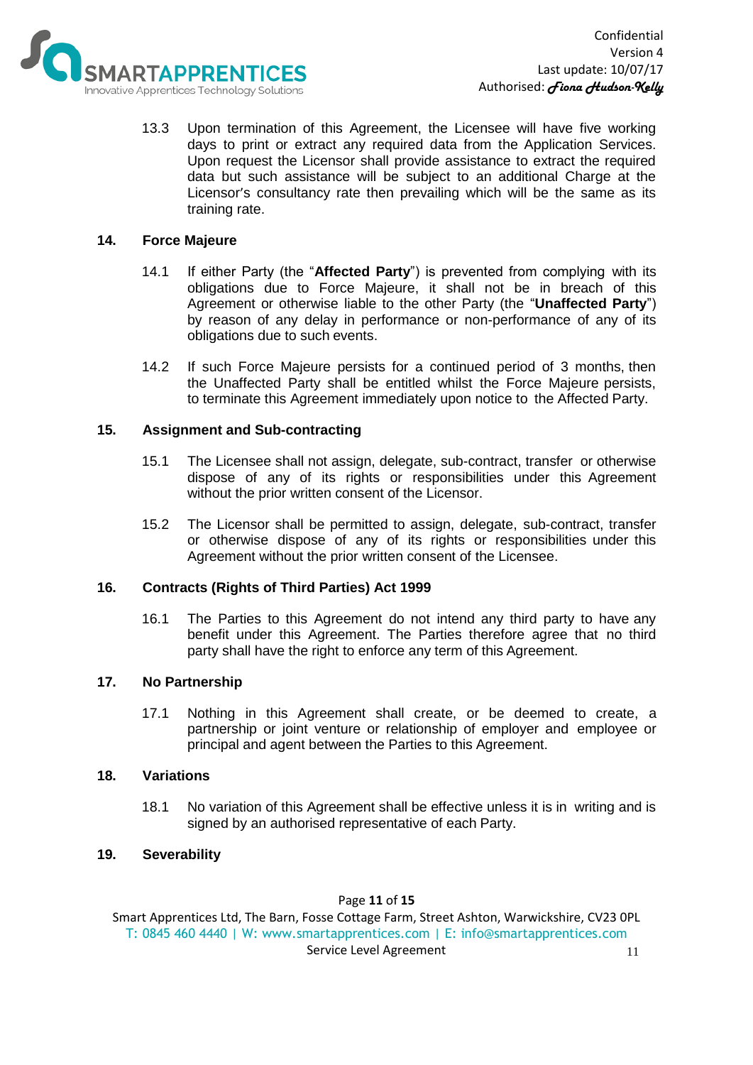13.3 Upon termination of this Agreement, the Licensee will have five working days to print or extract any required data from the Application Services. Upon request the Licensor shall provide assistance to extract the required data but such assistance will be subject to an additional Charge at the Licensor's consultancy rate then prevailing which will be the same as its training rate.

## 14. Force Majeure

14.1 If either Party (the "**Affected Party**") is prevented from complying with its obligations due to Force Majeure, it shall not be in breach of this Agreement or otherwise liable to the other Party (the "**Unaffected Party**") by reason of any delay in performance or non-performance of any of its obligations due to such events.

14.2 If such Force Majeure persists for a continued period of 3 months, then the Unaffected Party shall be entitled whilst the Force Majeure persists, to terminate this Agreement immediately upon notice to the Affected Party.

## 15. Assignment and Sub-contracting

15.1 The Licensee shall not assign, delegate, sub-contract, transfer or otherwise dispose of any of its rights or responsibilities under this Agreement without the prior written consent of the Licensor.

15.2 The Licensor shall be permitted to assign, delegate, sub-contract, transfer or otherwise dispose of any of its rights or responsibilities under this Agreement without the prior written consent of the Licensee.

## 16. Contracts (Rights of Third Parties) Act 1999

16.1 The Parties to this Agreement do not intend any third party to have any benefit under this Agreement. The Parties therefore agree that no third party shall have the right to enforce any term of this Agreement.

## 17. No Partnership

17.1 Nothing in this Agreement shall create, or be deemed to create, a partnership or joint venture or relationship of employer and employee or principal and agent between the Parties to this Agreement.

## 18. Variations

18.1 No variation of this Agreement shall be effective unless it is in writing and is signed by an authorised representative of each Party.

## 19. Severability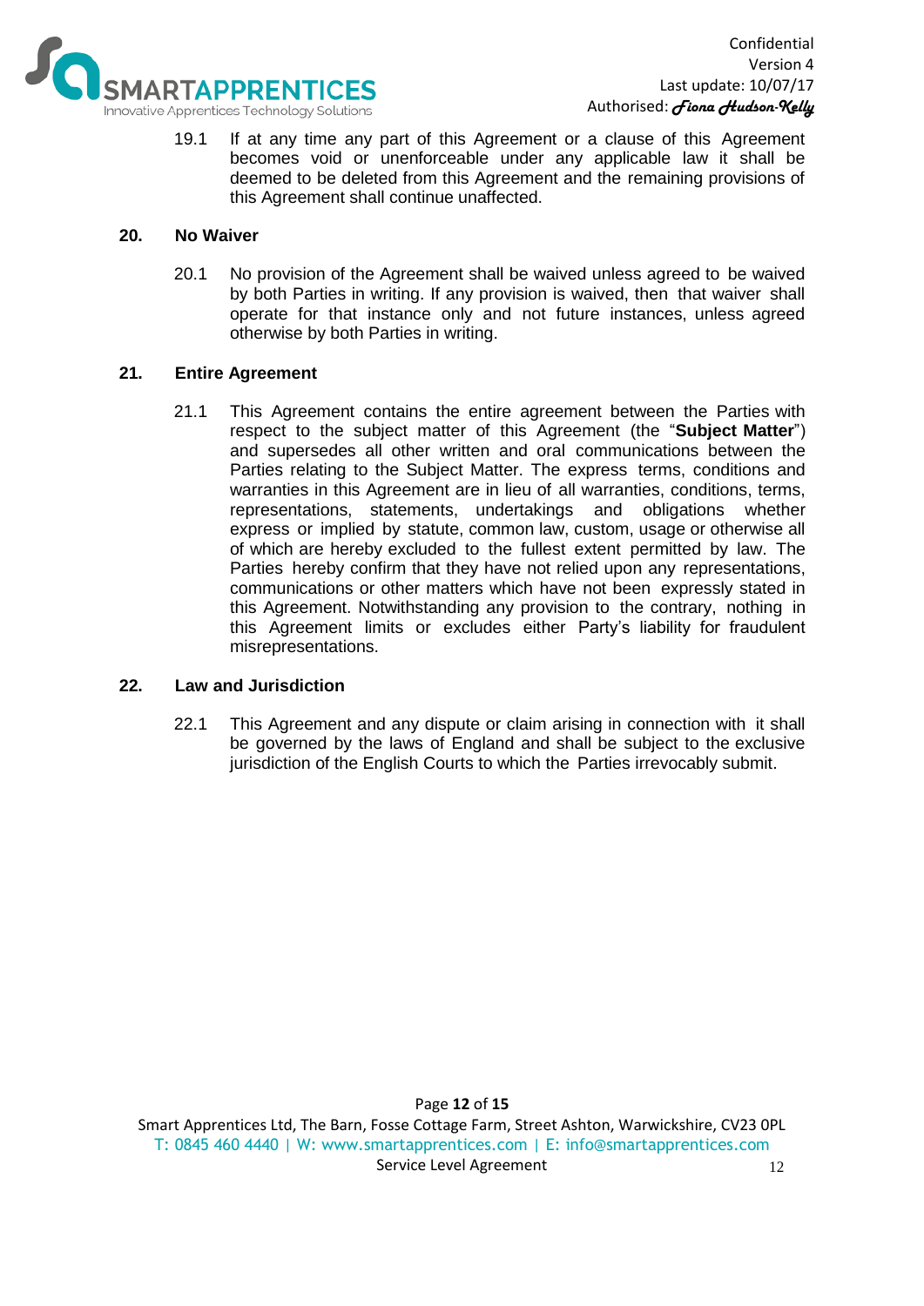19.1 If at any time any part of this Agreement or a clause of this Agreement becomes void or unenforceable under any applicable law it shall be deemed to be deleted from this Agreement and the remaining provisions of this Agreement shall continue unaffected.

## 20. No Waiver

20.1 No provision of the Agreement shall be waived unless agreed to be waived by both Parties in writing. If any provision is waived, then that waiver shall operate for that instance only and not future instances, unless agreed otherwise by both Parties in writing.

## 21. Entire Agreement

21.1 This Agreement contains the entire agreement between the Parties with respect to the subject matter of this Agreement (the "**Subject Matter**") and supersedes all other written and oral communications between the Parties relating to the Subject Matter. The express terms, conditions and warranties in this Agreement are in lieu of all warranties, conditions, terms, representations, statements, undertakings and obligations whether express or implied by statute, common law, custom, usage or otherwise all of which are hereby excluded to the fullest extent permitted by law. The Parties hereby confirm that they have not relied upon any representations, communications or other matters which have not been expressly stated in this Agreement. Notwithstanding any provision to the contrary, nothing in this Agreement limits or excludes either Party's liability for fraudulent misrepresentations.

## 22. Law and Jurisdiction

22.1 This Agreement and any dispute or claim arising in connection with it shall be governed by the laws of England and shall be subject to the exclusive jurisdiction of the English Courts to which the Parties irrevocably submit.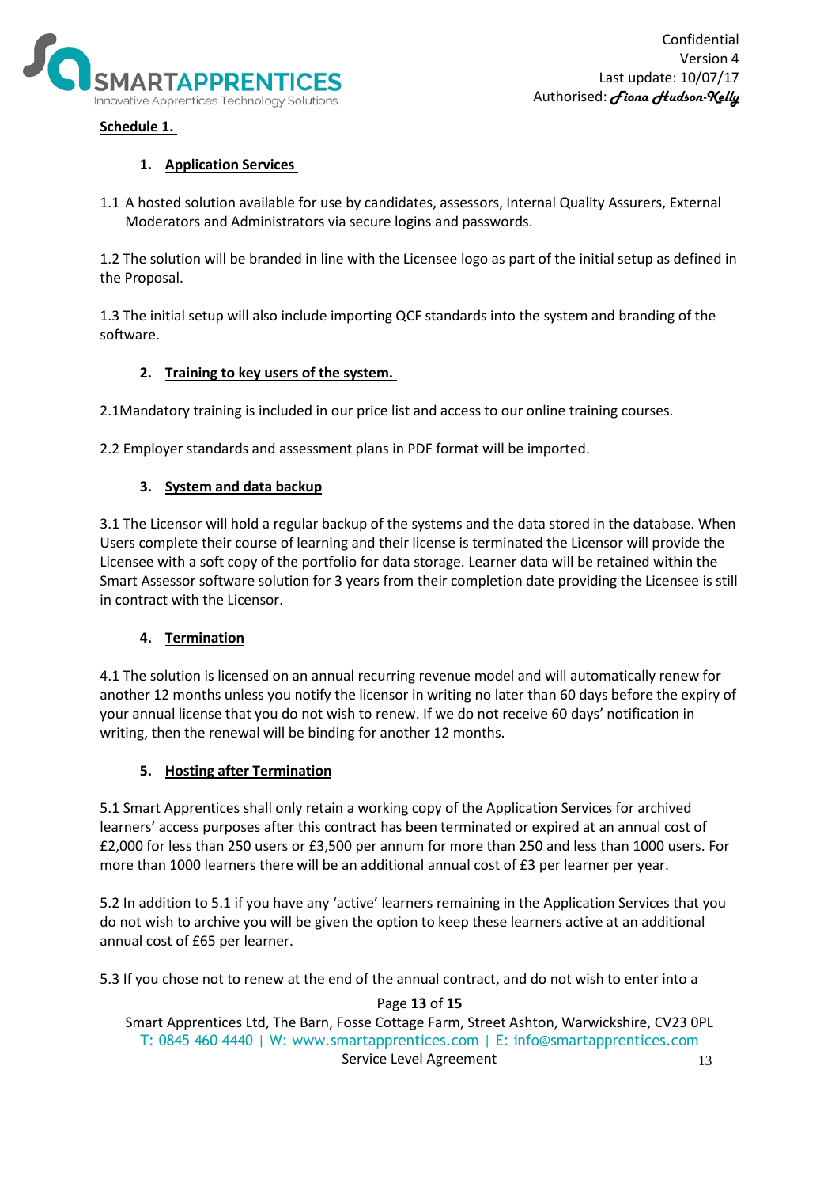**Schedule 1.**

1. **Application Services**

1.1 A hosted solution available for use by candidates, assessors, Internal Quality Assurers, External Moderators and Administrators via secure logins and passwords.

1.2 The solution will be branded in line with the Licensee logo as part of the initial setup as defined in the Proposal.

1.3 The initial setup will also include importing QCF standards into the system and branding of the software.

2. **Training to key users of the system.**

2.1Mandatory training is included in our price list and access to our online training courses.

2.2 Employer standards and assessment plans in PDF format will be imported.

3. **System and data backup**

3.1 The Licensor will hold a regular backup of the systems and the data stored in the database. When Users complete their course of learning and their license is terminated the Licensor will provide the Licensee with a soft copy of the portfolio for data storage. Learner data will be retained within the Smart Assessor software solution for 3 years from their completion date providing the Licensee is still in contract with the Licensor.

4. **Termination**

4.1 The solution is licensed on an annual recurring revenue model and will automatically renew for another 12 months unless you notify the licensor in writing no later than 60 days before the expiry of your annual license that you do not wish to renew. If we do not receive 60 days' notification in writing, then the renewal will be binding for another 12 months.

5. **Hosting after Termination**

5.1 Smart Apprentices shall only retain a working copy of the Application Services for archived learners' access purposes after this contract has been terminated or expired at an annual cost of £2,000 for less than 250 users or £3,500 per annum for more than 250 and less than 1000 users. For more than 1000 learners there will be an additional annual cost of £3 per learner per year.

5.2 In addition to 5.1 if you have any 'active' learners remaining in the Application Services that you do not wish to archive you will be given the option to keep these learners active at an additional annual cost of £65 per learner.

5.3 If you chose not to renew at the end of the annual contract, and do not wish to enter into a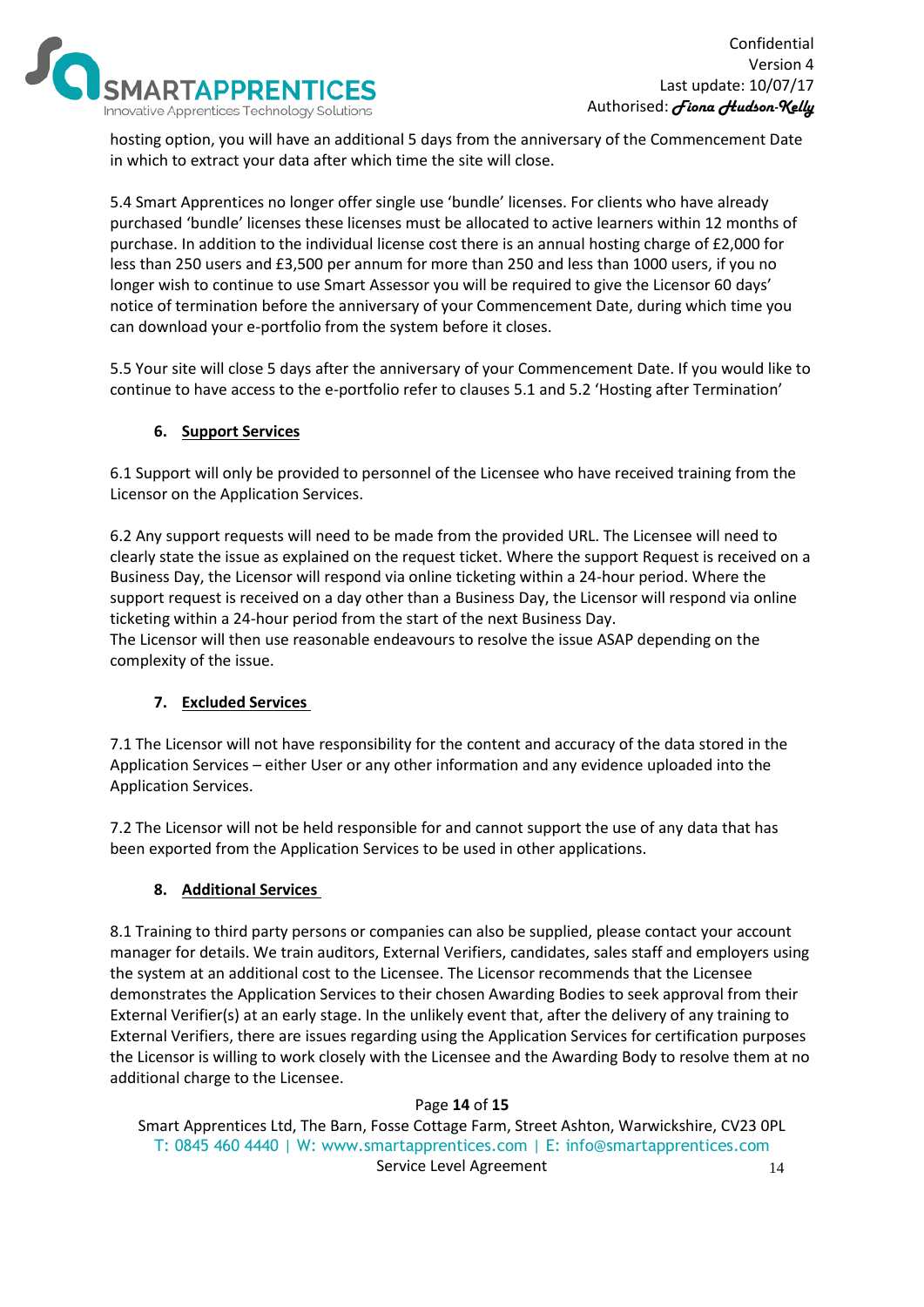hosting option, you will have an additional 5 days from the anniversary of the Commencement Date in which to extract your data after which time the site will close.

5.4 Smart Apprentices no longer offer single use 'bundle' licenses. For clients who have already purchased 'bundle' licenses these licenses must be allocated to active learners within 12 months of purchase. In addition to the individual license cost there is an annual hosting charge of £2,000 for less than 250 users and £3,500 per annum for more than 250 and less than 1000 users, if you no longer wish to continue to use Smart Assessor you will be required to give the Licensor 60 days' notice of termination before the anniversary of your Commencement Date, during which time you can download your e-portfolio from the system before it closes.

5.5 Your site will close 5 days after the anniversary of your Commencement Date. If you would like to continue to have access to the e-portfolio refer to clauses 5.1 and 5.2 'Hosting after Termination'

## 6. Support Services

6.1 Support will only be provided to personnel of the Licensee who have received training from the Licensor on the Application Services.

6.2 Any support requests will need to be made from the provided URL. The Licensee will need to clearly state the issue as explained on the request ticket. Where the support Request is received on a Business Day, the Licensor will respond via online ticketing within a 24-hour period. Where the support request is received on a day other than a Business Day, the Licensor will respond via online ticketing within a 24-hour period from the start of the next Business Day.
The Licensor will then use reasonable endeavours to resolve the issue ASAP depending on the complexity of the issue.

## 7. Excluded Services

7.1 The Licensor will not have responsibility for the content and accuracy of the data stored in the Application Services – either User or any other information and any evidence uploaded into the Application Services.

7.2 The Licensor will not be held responsible for and cannot support the use of any data that has been exported from the Application Services to be used in other applications.

## 8. Additional Services

8.1 Training to third party persons or companies can also be supplied, please contact your account manager for details. We train auditors, External Verifiers, candidates, sales staff and employers using the system at an additional cost to the Licensee. The Licensor recommends that the Licensee demonstrates the Application Services to their chosen Awarding Bodies to seek approval from their External Verifier(s) at an early stage. In the unlikely event that, after the delivery of any training to External Verifiers, there are issues regarding using the Application Services for certification purposes the Licensor is willing to work closely with the Licensee and the Awarding Body to resolve them at no additional charge to the Licensee.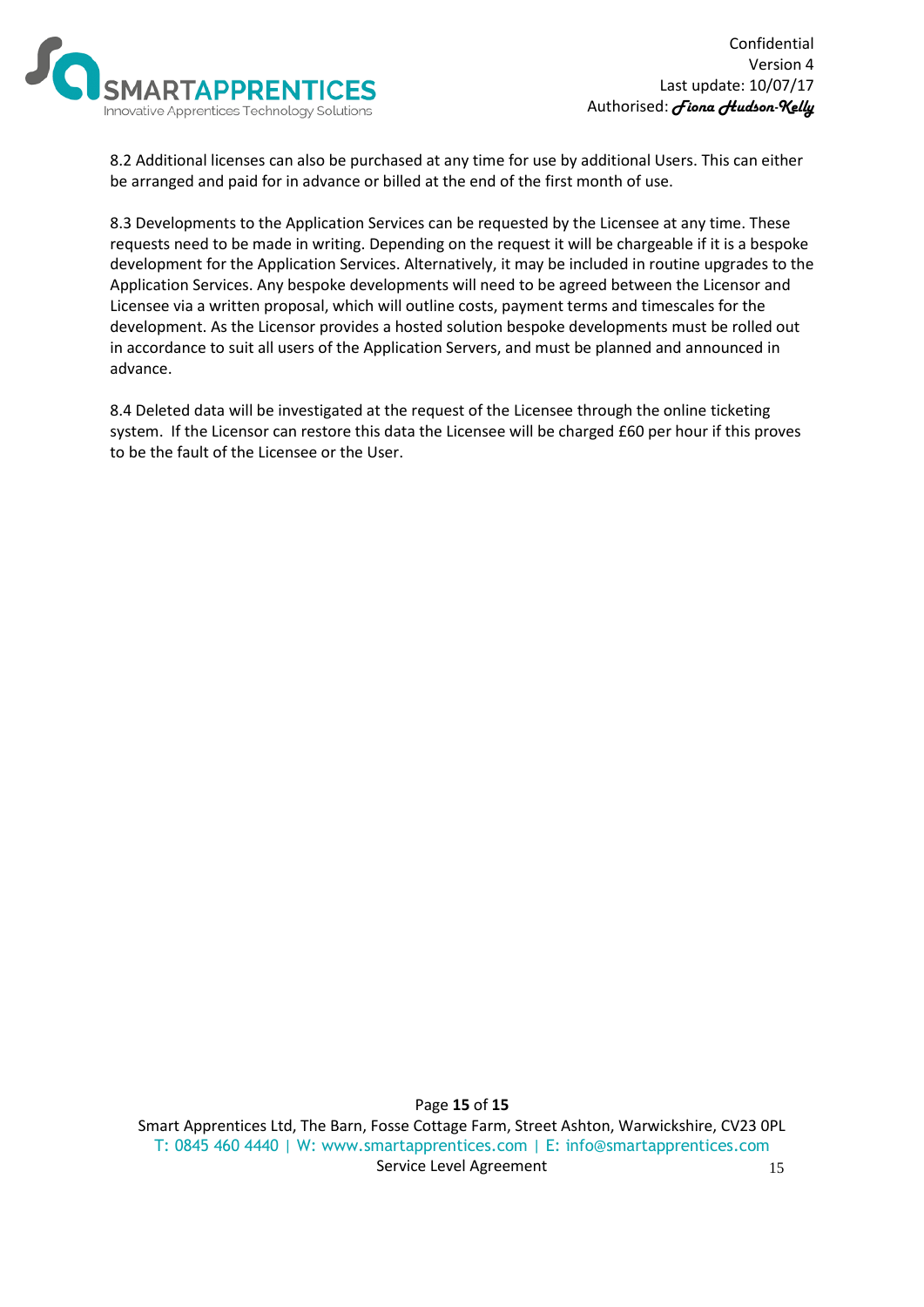8.2 Additional licenses can also be purchased at any time for use by additional Users. This can either be arranged and paid for in advance or billed at the end of the first month of use.

8.3 Developments to the Application Services can be requested by the Licensee at any time. These requests need to be made in writing. Depending on the request it will be chargeable if it is a bespoke development for the Application Services. Alternatively, it may be included in routine upgrades to the Application Services. Any bespoke developments will need to be agreed between the Licensor and Licensee via a written proposal, which will outline costs, payment terms and timescales for the development. As the Licensor provides a hosted solution bespoke developments must be rolled out in accordance to suit all users of the Application Servers, and must be planned and announced in advance.

8.4 Deleted data will be investigated at the request of the Licensee through the online ticketing system. If the Licensor can restore this data the Licensee will be charged £60 per hour if this proves to be the fault of the Licensee or the User.